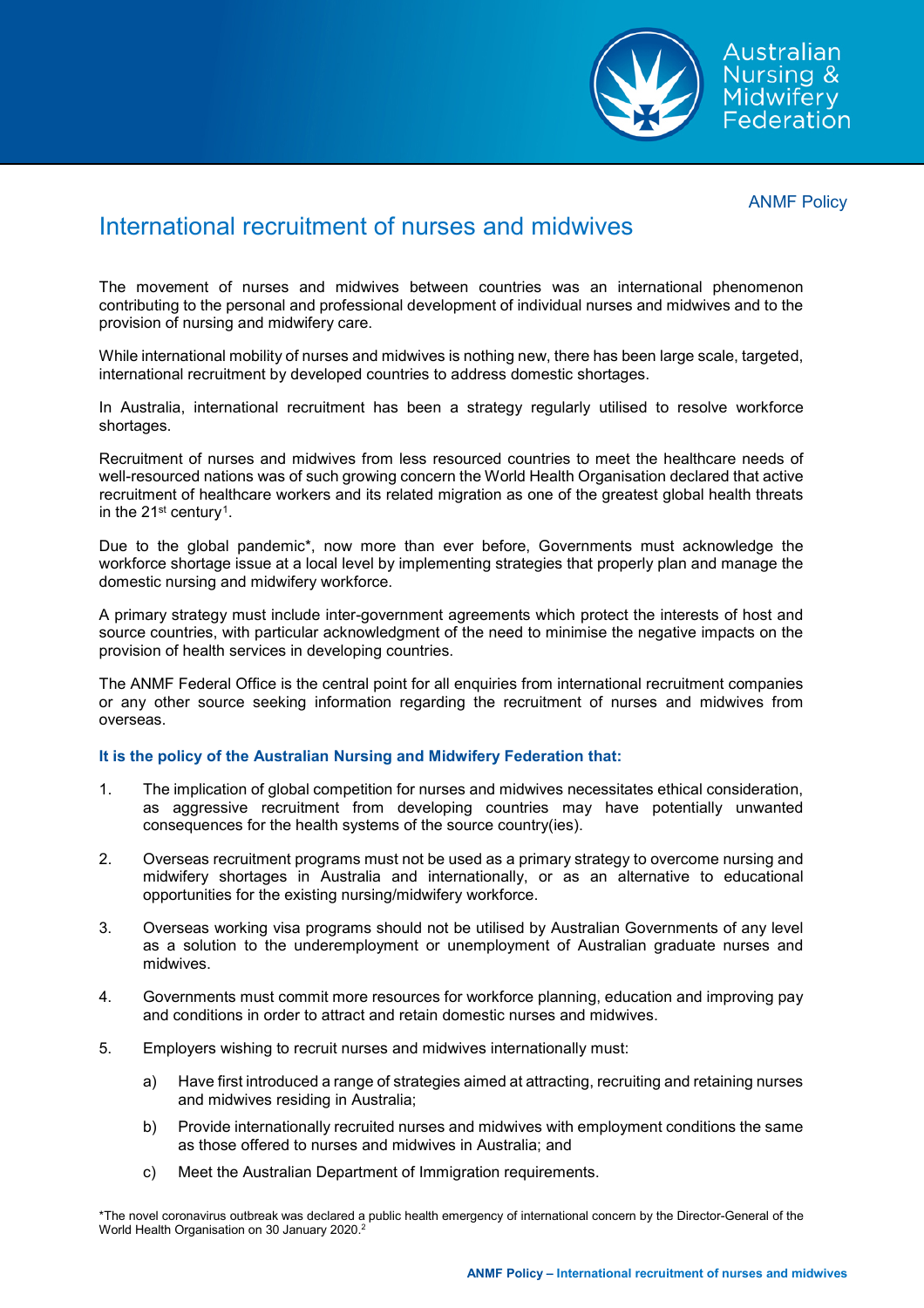ANMF Policy

# International recruitment of nurses and midwives

The movement of nurses and midwives between countries was an international phenomenon contributing to the personal and professional development of individual nurses and midwives and to the provision of nursing and midwifery care.

While international mobility of nurses and midwives is nothing new, there has been large scale, targeted, international recruitment by developed countries to address domestic shortages.

In Australia, international recruitment has been a strategy regularly utilised to resolve workforce shortages.

Recruitment of nurses and midwives from less resourced countries to meet the healthcare needs of well-resourced nations was of such growing concern the World Health Organisation declared that active recruitment of healthcare workers and its related migration as one of the greatest global health threats in the 21st century[1].

Due to the global pandemic*, now more than ever before, Governments must acknowledge the workforce shortage issue at a local level by implementing strategies that properly plan and manage the domestic nursing and midwifery workforce.

A primary strategy must include inter-government agreements which protect the interests of host and source countries, with particular acknowledgment of the need to minimise the negative impacts on the provision of health services in developing countries.

The ANMF Federal Office is the central point for all enquiries from international recruitment companies or any other source seeking information regarding the recruitment of nurses and midwives from overseas.

**It is the policy of the Australian Nursing and Midwifery Federation that:**

1. The implication of global competition for nurses and midwives necessitates ethical consideration, as aggressive recruitment from developing countries may have potentially unwanted consequences for the health systems of the source country(ies).
2. Overseas recruitment programs must not be used as a primary strategy to overcome nursing and midwifery shortages in Australia and internationally, or as an alternative to educational opportunities for the existing nursing/midwifery workforce.
3. Overseas working visa programs should not be utilised by Australian Governments of any level as a solution to the underemployment or unemployment of Australian graduate nurses and midwives.
4. Governments must commit more resources for workforce planning, education and improving pay and conditions in order to attract and retain domestic nurses and midwives.
5. Employers wishing to recruit nurses and midwives internationally must:
   a) Have first introduced a range of strategies aimed at attracting, recruiting and retaining nurses and midwives residing in Australia;
   b) Provide internationally recruited nurses and midwives with employment conditions the same as those offered to nurses and midwives in Australia; and
   c) Meet the Australian Department of Immigration requirements.

*The novel coronavirus outbreak was declared a public health emergency of international concern by the Director-General of the World Health Organisation on 30 January 2020.[2]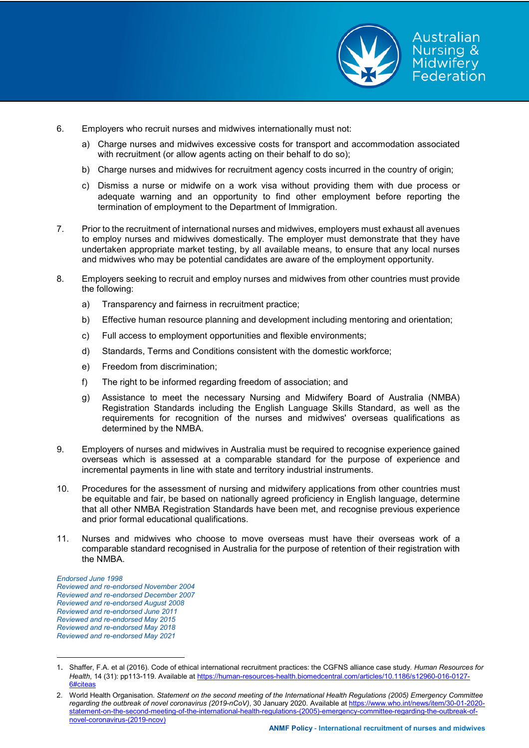6. Employers who recruit nurses and midwives internationally must not:

    a) Charge nurses and midwives excessive costs for transport and accommodation associated with recruitment (or allow agents acting on their behalf to do so);

    b) Charge nurses and midwives for recruitment agency costs incurred in the country of origin;

    c) Dismiss a nurse or midwife on a work visa without providing them with due process or adequate warning and an opportunity to find other employment before reporting the termination of employment to the Department of Immigration.

7. Prior to the recruitment of international nurses and midwives, employers must exhaust all avenues to employ nurses and midwives domestically. The employer must demonstrate that they have undertaken appropriate market testing, by all available means, to ensure that any local nurses and midwives who may be potential candidates are aware of the employment opportunity.

8. Employers seeking to recruit and employ nurses and midwives from other countries must provide the following:

    a) Transparency and fairness in recruitment practice;

    b) Effective human resource planning and development including mentoring and orientation;

    c) Full access to employment opportunities and flexible environments;

    d) Standards, Terms and Conditions consistent with the domestic workforce;

    e) Freedom from discrimination;

    f) The right to be informed regarding freedom of association; and

    g) Assistance to meet the necessary Nursing and Midwifery Board of Australia (NMBA) Registration Standards including the English Language Skills Standard, as well as the requirements for recognition of the nurses and midwives' overseas qualifications as determined by the NMBA.

9. Employers of nurses and midwives in Australia must be required to recognise experience gained overseas which is assessed at a comparable standard for the purpose of experience and incremental payments in line with state and territory industrial instruments.

10. Procedures for the assessment of nursing and midwifery applications from other countries must be equitable and fair, be based on nationally agreed proficiency in English language, determine that all other NMBA Registration Standards have been met, and recognise previous experience and prior formal educational qualifications.

11. Nurses and midwives who choose to move overseas must have their overseas work of a comparable standard recognised in Australia for the purpose of retention of their registration with the NMBA.

*Endorsed June 1998*
*Reviewed and re-endorsed November 2004*
*Reviewed and re-endorsed December 2007*
*Reviewed and re-endorsed August 2008*
*Reviewed and re-endorsed June 2011*
*Reviewed and re-endorsed May 2015*
*Reviewed and re-endorsed May 2018*
*Reviewed and re-endorsed May 2021*

---

1. Shaffer, F.A. et al (2016). Code of ethical international recruitment practices: the CGFNS alliance case study. *Human Resources for Health*, 14 (31): pp113-119. Available at https://human-resources-health.biomedcentral.com/articles/10.1186/s12960-016-0127-6#citeas

2. World Health Organisation. *Statement on the second meeting of the International Health Regulations (2005) Emergency Committee regarding the outbreak of novel coronavirus (2019-nCoV)*, 30 January 2020. Available at https://www.who.int/news/item/30-01-2020-statement-on-the-second-meeting-of-the-international-health-regulations-(2005)-emergency-committee-regarding-the-outbreak-of-novel-coronavirus-(2019-ncov)